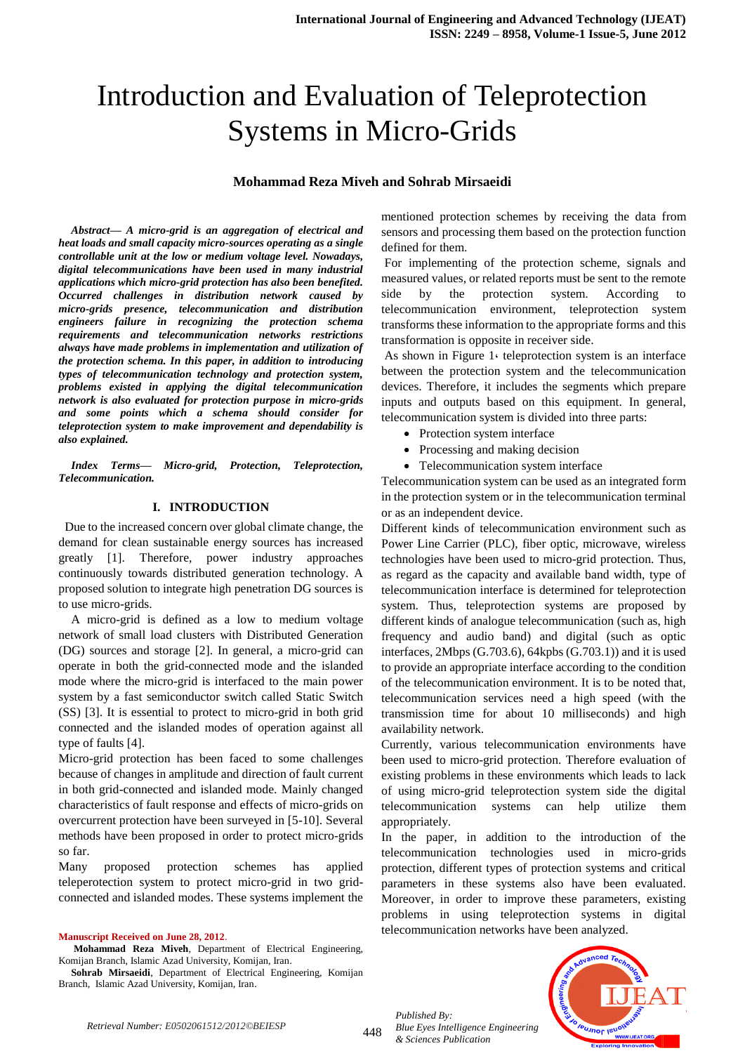# Introduction and Evaluation of Teleprotection Systems in Micro-Grids

**Mohammad Reza Miveh and Sohrab Mirsaeidi**

***Abstract— A micro-grid is an aggregation of electrical and heat loads and small capacity micro-sources operating as a single controllable unit at the low or medium voltage level. Nowadays, digital telecommunications have been used in many industrial applications which micro-grid protection has also been benefited. Occurred challenges in distribution network caused by micro-grids presence, telecommunication and distribution engineers failure in recognizing the protection schema requirements and telecommunication networks restrictions always have made problems in implementation and utilization of the protection schema. In this paper, in addition to introducing types of telecommunication technology and protection system, problems existed in applying the digital telecommunication network is also evaluated for protection purpose in micro-grids and some points which a schema should consider for teleprotection system to make improvement and dependability is also explained.***

***Index Terms— Micro-grid, Protection, Teleprotection, Telecommunication.***

## I. INTRODUCTION

Due to the increased concern over global climate change, the demand for clean sustainable energy sources has increased greatly [1]. Therefore, power industry approaches continuously towards distributed generation technology. A proposed solution to integrate high penetration DG sources is to use micro-grids.

A micro-grid is defined as a low to medium voltage network of small load clusters with Distributed Generation (DG) sources and storage [2]. In general, a micro-grid can operate in both the grid-connected mode and the islanded mode where the micro-grid is interfaced to the main power system by a fast semiconductor switch called Static Switch (SS) [3]. It is essential to protect to micro-grid in both grid connected and the islanded modes of operation against all type of faults [4].

Micro-grid protection has been faced to some challenges because of changes in amplitude and direction of fault current in both grid-connected and islanded mode. Mainly changed characteristics of fault response and effects of micro-grids on overcurrent protection have been surveyed in [5-10]. Several methods have been proposed in order to protect micro-grids so far.

Many proposed protection schemes has applied teleperotection system to protect micro-grid in two grid-connected and islanded modes. These systems implement the mentioned protection schemes by receiving the data from sensors and processing them based on the protection function defined for them.

For implementing of the protection scheme, signals and measured values, or related reports must be sent to the remote side by the protection system. According to telecommunication environment, teleprotection system transforms these information to the appropriate forms and this transformation is opposite in receiver side.

As shown in Figure 1، teleprotection system is an interface between the protection system and the telecommunication devices. Therefore, it includes the segments which prepare inputs and outputs based on this equipment. In general, telecommunication system is divided into three parts:

- Protection system interface
- Processing and making decision
- Telecommunication system interface

Telecommunication system can be used as an integrated form in the protection system or in the telecommunication terminal or as an independent device.

Different kinds of telecommunication environment such as Power Line Carrier (PLC), fiber optic, microwave, wireless technologies have been used to micro-grid protection. Thus, as regard as the capacity and available band width, type of telecommunication interface is determined for teleprotection system. Thus, teleprotection systems are proposed by different kinds of analogue telecommunication (such as, high frequency and audio band) and digital (such as optic interfaces, 2Mbps (G.703.6), 64kpbs (G.703.1)) and it is used to provide an appropriate interface according to the condition of the telecommunication environment. It is to be noted that, telecommunication services need a high speed (with the transmission time for about 10 milliseconds) and high availability network.

Currently, various telecommunication environments have been used to micro-grid protection. Therefore evaluation of existing problems in these environments which leads to lack of using micro-grid teleprotection system side the digital telecommunication systems can help utilize them appropriately.

In the paper, in addition to the introduction of the telecommunication technologies used in micro-grids protection, different types of protection systems and critical parameters in these systems also have been evaluated. Moreover, in order to improve these parameters, existing problems in using teleprotection systems in digital telecommunication networks have been analyzed.

**Manuscript Received on June 28, 2012.**

**Mohammad Reza Miveh**, Department of Electrical Engineering, Komijan Branch, Islamic Azad University, Komijan, Iran.

**Sohrab Mirsaeidi**, Department of Electrical Engineering, Komijan Branch, Islamic Azad University, Komijan, Iran.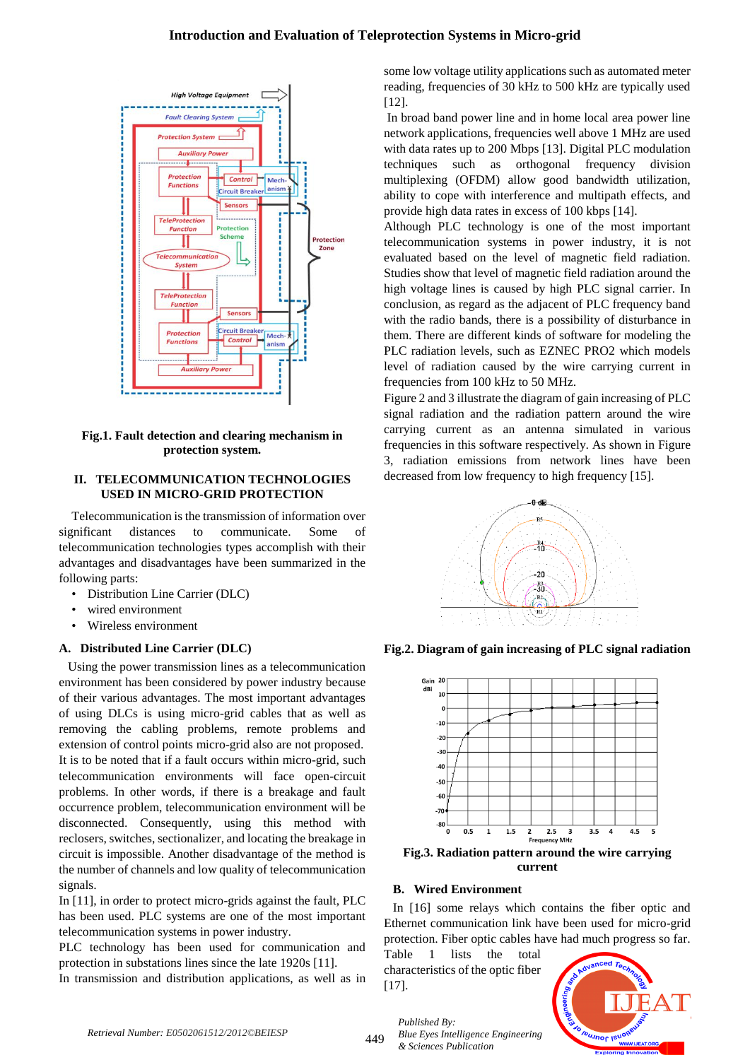**Fig.1. Fault detection and clearing mechanism in protection system.**

## II. TELECOMMUNICATION TECHNOLOGIES USED IN MICRO-GRID PROTECTION

Telecommunication is the transmission of information over significant distances to communicate. Some of telecommunication technologies types accomplish with their advantages and disadvantages have been summarized in the following parts:

- Distribution Line Carrier (DLC)
- wired environment
- Wireless environment

### A. Distributed Line Carrier (DLC)

Using the power transmission lines as a telecommunication environment has been considered by power industry because of their various advantages. The most important advantages of using DLCs is using micro-grid cables that as well as removing the cabling problems, remote problems and extension of control points micro-grid also are not proposed. It is to be noted that if a fault occurs within micro-grid, such telecommunication environments will face open-circuit problems. In other words, if there is a breakage and fault occurrence problem, telecommunication environment will be disconnected. Consequently, using this method with reclosers, switches, sectionalizer, and locating the breakage in circuit is impossible. Another disadvantage of the method is the number of channels and low quality of telecommunication signals.

In [11], in order to protect micro-grids against the fault, PLC has been used. PLC systems are one of the most important telecommunication systems in power industry.

PLC technology has been used for communication and protection in substations lines since the late 1920s [11].

In transmission and distribution applications, as well as in some low voltage utility applications such as automated meter reading, frequencies of 30 kHz to 500 kHz are typically used [12].

In broad band power line and in home local area power line network applications, frequencies well above 1 MHz are used with data rates up to 200 Mbps [13]. Digital PLC modulation techniques such as orthogonal frequency division multiplexing (OFDM) allow good bandwidth utilization, ability to cope with interference and multipath effects, and provide high data rates in excess of 100 kbps [14].

Although PLC technology is one of the most important telecommunication systems in power industry, it is not evaluated based on the level of magnetic field radiation. Studies show that level of magnetic field radiation around the high voltage lines is caused by high PLC signal carrier. In conclusion, as regard as the adjacent of PLC frequency band with the radio bands, there is a possibility of disturbance in them. There are different kinds of software for modeling the PLC radiation levels, such as EZNEC PRO2 which models level of radiation caused by the wire carrying current in frequencies from 100 kHz to 50 MHz.

Figure 2 and 3 illustrate the diagram of gain increasing of PLC signal radiation and the radiation pattern around the wire carrying current as an antenna simulated in various frequencies in this software respectively. As shown in Figure 3, radiation emissions from network lines have been decreased from low frequency to high frequency [15].

**Fig.2. Diagram of gain increasing of PLC signal radiation**

**Fig.3. Radiation pattern around the wire carrying current**

### B. Wired Environment

In [16] some relays which contains the fiber optic and Ethernet communication link have been used for micro-grid protection. Fiber optic cables have had much progress so far. Table 1 lists the total characteristics of the optic fiber [17].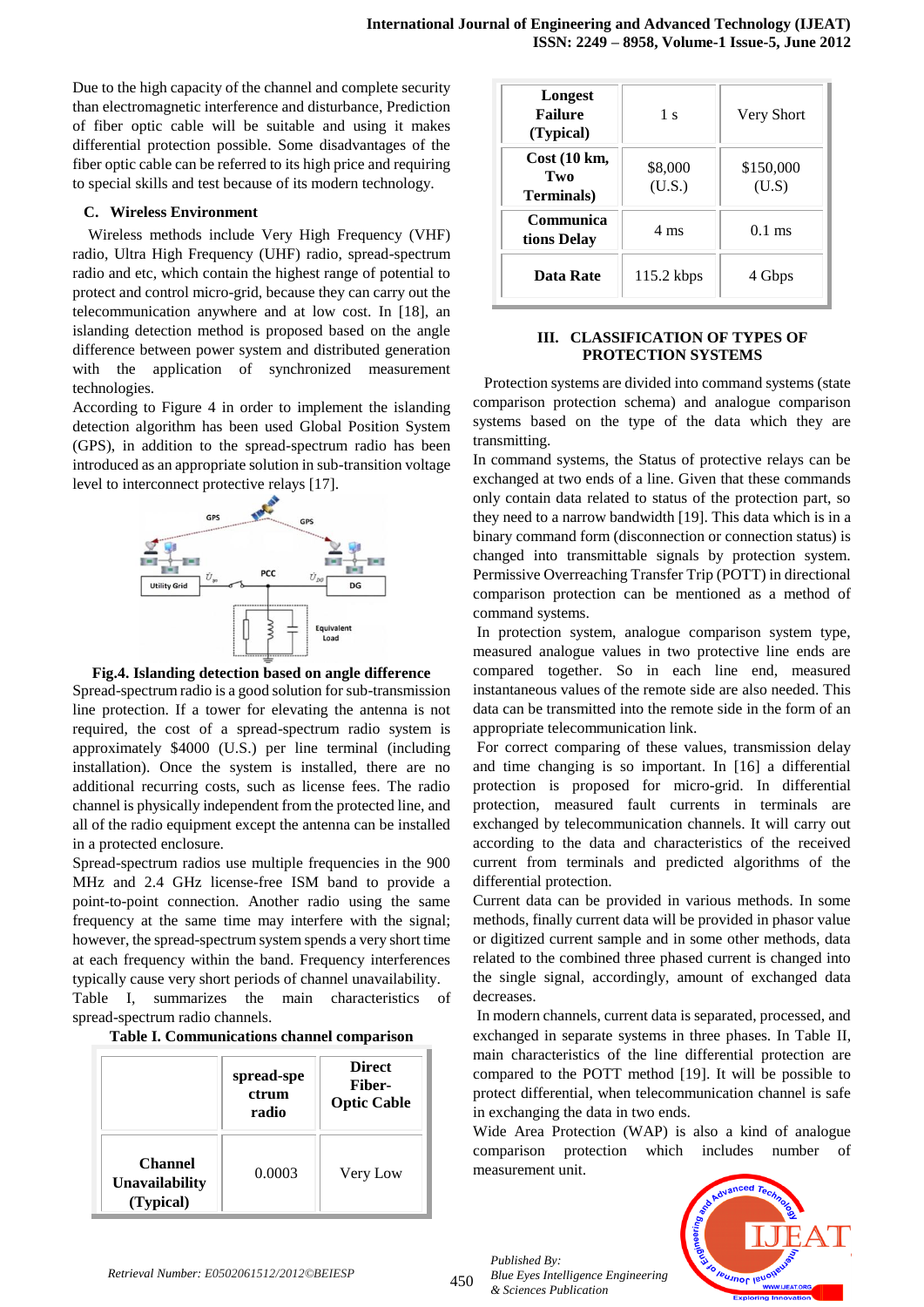Due to the high capacity of the channel and complete security than electromagnetic interference and disturbance, Prediction of fiber optic cable will be suitable and using it makes differential protection possible. Some disadvantages of the fiber optic cable can be referred to its high price and requiring to special skills and test because of its modern technology.

### C. Wireless Environment

Wireless methods include Very High Frequency (VHF) radio, Ultra High Frequency (UHF) radio, spread-spectrum radio and etc, which contain the highest range of potential to protect and control micro-grid, because they can carry out the telecommunication anywhere and at low cost. In [18], an islanding detection method is proposed based on the angle difference between power system and distributed generation with the application of synchronized measurement technologies.

According to Figure 4 in order to implement the islanding detection algorithm has been used Global Position System (GPS), in addition to the spread-spectrum radio has been introduced as an appropriate solution in sub-transition voltage level to interconnect protective relays [17].

**Fig.4. Islanding detection based on angle difference**

Spread-spectrum radio is a good solution for sub-transmission line protection. If a tower for elevating the antenna is not required, the cost of a spread-spectrum radio system is approximately $4000 (U.S.) per line terminal (including installation). Once the system is installed, there are no additional recurring costs, such as license fees. The radio channel is physically independent from the protected line, and all of the radio equipment except the antenna can be installed in a protected enclosure.

Spread-spectrum radios use multiple frequencies in the 900 MHz and 2.4 GHz license-free ISM band to provide a point-to-point connection. Another radio using the same frequency at the same time may interfere with the signal; however, the spread-spectrum system spends a very short time at each frequency within the band. Frequency interferences typically cause very short periods of channel unavailability.

Table I, summarizes the main characteristics of spread-spectrum radio channels.

**Table I. Communications channel comparison**

| | spread-spectrum radio | Direct Fiber-Optic Cable |
|---|---|---|
| **Channel Unavailability (Typical)** | 0.0003 | Very Low |
| **Longest Failure (Typical)** | 1 s | Very Short |
| **Cost (10 km, Two Terminals)** | $8,000 (U.S.) | $150,000 (U.S) |
| **Communications Delay** | 4 ms | 0.1 ms |
| **Data Rate** | 115.2 kbps | 4 Gbps |

## III. CLASSIFICATION OF TYPES OF PROTECTION SYSTEMS

Protection systems are divided into command systems (state comparison protection schema) and analogue comparison systems based on the type of the data which they are transmitting.

In command systems, the Status of protective relays can be exchanged at two ends of a line. Given that these commands only contain data related to status of the protection part, so they need to a narrow bandwidth [19]. This data which is in a binary command form (disconnection or connection status) is changed into transmittable signals by protection system. Permissive Overreaching Transfer Trip (POTT) in directional comparison protection can be mentioned as a method of command systems.

In protection system, analogue comparison system type, measured analogue values in two protective line ends are compared together. So in each line end, measured instantaneous values of the remote side are also needed. This data can be transmitted into the remote side in the form of an appropriate telecommunication link.

For correct comparing of these values, transmission delay and time changing is so important. In [16] a differential protection is proposed for micro-grid. In differential protection, measured fault currents in terminals are exchanged by telecommunication channels. It will carry out according to the data and characteristics of the received current from terminals and predicted algorithms of the differential protection.

Current data can be provided in various methods. In some methods, finally current data will be provided in phasor value or digitized current sample and in some other methods, data related to the combined three phased current is changed into the single signal, accordingly, amount of exchanged data decreases.

In modern channels, current data is separated, processed, and exchanged in separate systems in three phases. In Table II, main characteristics of the line differential protection are compared to the POTT method [19]. It will be possible to protect differential, when telecommunication channel is safe in exchanging the data in two ends.

Wide Area Protection (WAP) is also a kind of analogue comparison protection which includes number of measurement unit.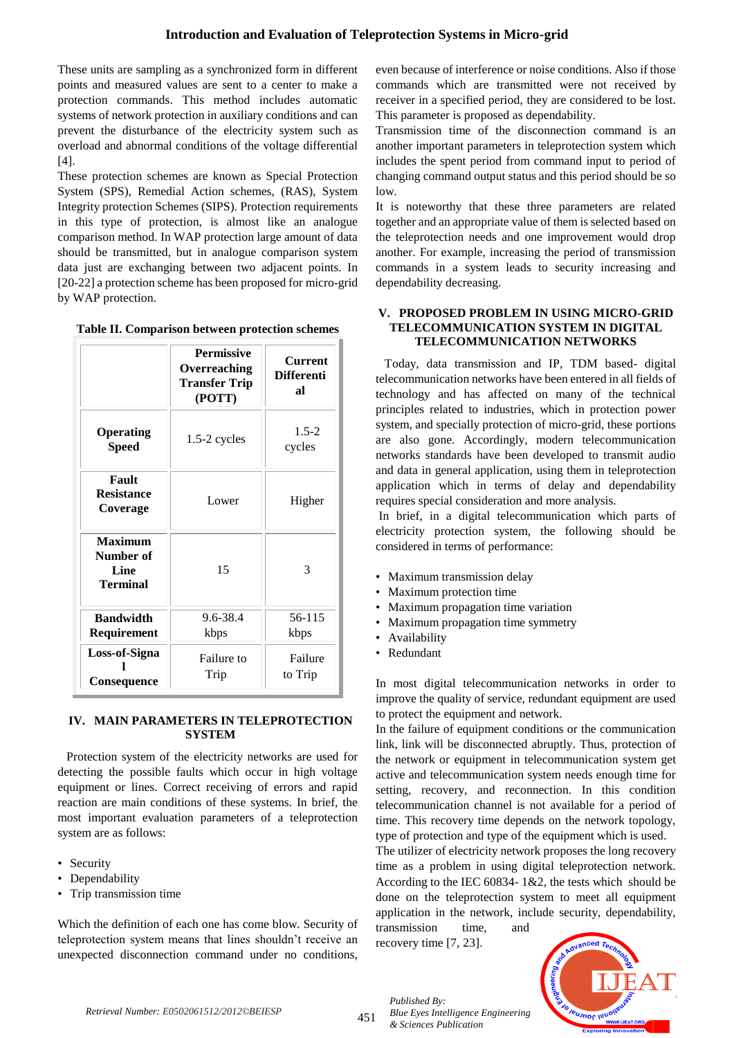These units are sampling as a synchronized form in different points and measured values are sent to a center to make a protection commands. This method includes automatic systems of network protection in auxiliary conditions and can prevent the disturbance of the electricity system such as overload and abnormal conditions of the voltage differential [4].

These protection schemes are known as Special Protection System (SPS), Remedial Action schemes, (RAS), System Integrity protection Schemes (SIPS). Protection requirements in this type of protection, is almost like an analogue comparison method. In WAP protection large amount of data should be transmitted, but in analogue comparison system data just are exchanging between two adjacent points. In [20-22] a protection scheme has been proposed for micro-grid by WAP protection.

**Table II. Comparison between protection schemes**

| | Permissive Overreaching Transfer Trip (POTT) | Current Differential |
|---|---|---|
| **Operating Speed** | 1.5-2 cycles | 1.5-2 cycles |
| **Fault Resistance Coverage** | Lower | Higher |
| **Maximum Number of Line Terminal** | 15 | 3 |
| **Bandwidth Requirement** | 9.6-38.4 kbps | 56-115 kbps |
| **Loss-of-Signal Consequence** | Failure to Trip | Failure to Trip |

## IV. MAIN PARAMETERS IN TELEPROTECTION SYSTEM

Protection system of the electricity networks are used for detecting the possible faults which occur in high voltage equipment or lines. Correct receiving of errors and rapid reaction are main conditions of these systems. In brief, the most important evaluation parameters of a teleprotection system are as follows:

- Security
- Dependability
- Trip transmission time

Which the definition of each one has come blow. Security of teleprotection system means that lines shouldn't receive an unexpected disconnection command under no conditions, even because of interference or noise conditions. Also if those commands which are transmitted were not received by receiver in a specified period, they are considered to be lost. This parameter is proposed as dependability.

Transmission time of the disconnection command is an another important parameters in teleprotection system which includes the spent period from command input to period of changing command output status and this period should be so low.

It is noteworthy that these three parameters are related together and an appropriate value of them is selected based on the teleprotection needs and one improvement would drop another. For example, increasing the period of transmission commands in a system leads to security increasing and dependability decreasing.

## V. PROPOSED PROBLEM IN USING MICRO-GRID TELECOMMUNICATION SYSTEM IN DIGITAL TELECOMMUNICATION NETWORKS

Today, data transmission and IP, TDM based- digital telecommunication networks have been entered in all fields of technology and has affected on many of the technical principles related to industries, which in protection power system, and specially protection of micro-grid, these portions are also gone. Accordingly, modern telecommunication networks standards have been developed to transmit audio and data in general application, using them in teleprotection application which in terms of delay and dependability requires special consideration and more analysis.

In brief, in a digital telecommunication which parts of electricity protection system, the following should be considered in terms of performance:

- Maximum transmission delay
- Maximum protection time
- Maximum propagation time variation
- Maximum propagation time symmetry
- Availability
- Redundant

In most digital telecommunication networks in order to improve the quality of service, redundant equipment are used to protect the equipment and network.

In the failure of equipment conditions or the communication link, link will be disconnected abruptly. Thus, protection of the network or equipment in telecommunication system get active and telecommunication system needs enough time for setting, recovery, and reconnection. In this condition telecommunication channel is not available for a period of time. This recovery time depends on the network topology, type of protection and type of the equipment which is used.

The utilizer of electricity network proposes the long recovery time as a problem in using digital teleprotection network. According to the IEC 60834- 1&2, the tests which should be done on the teleprotection system to meet all equipment application in the network, include security, dependability, transmission time, and recovery time [7, 23].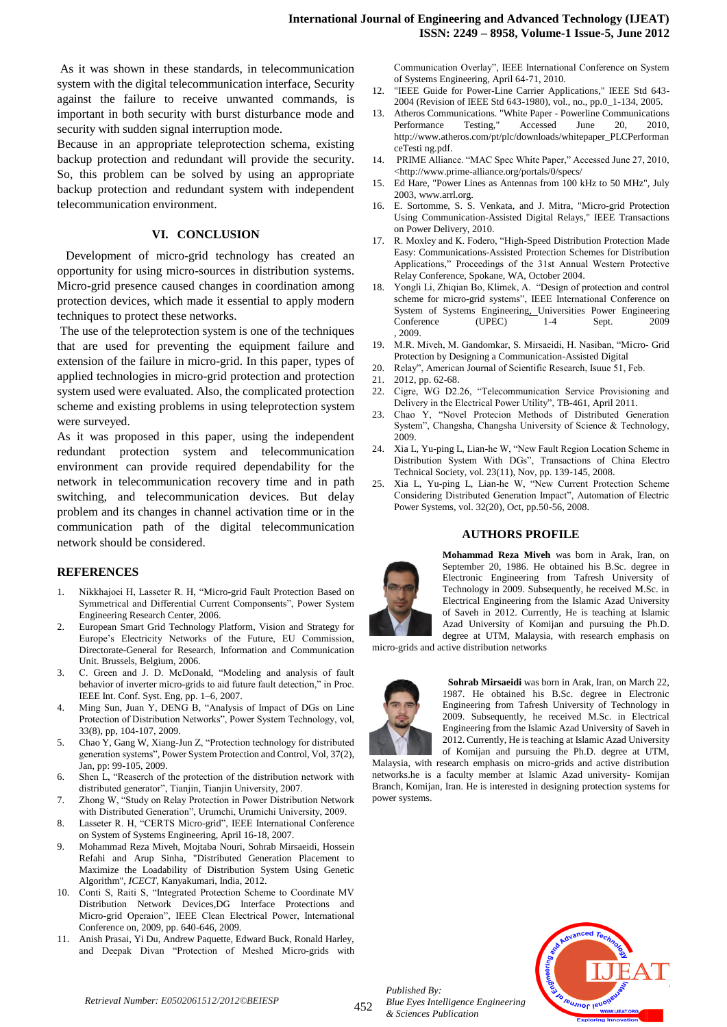As it was shown in these standards, in telecommunication system with the digital telecommunication interface, Security against the failure to receive unwanted commands, is important in both security with burst disturbance mode and security with sudden signal interruption mode.

Because in an appropriate teleprotection schema, existing backup protection and redundant will provide the security. So, this problem can be solved by using an appropriate backup protection and redundant system with independent telecommunication environment.

## VI. CONCLUSION

Development of micro-grid technology has created an opportunity for using micro-sources in distribution systems. Micro-grid presence caused changes in coordination among protection devices, which made it essential to apply modern techniques to protect these networks.

The use of the teleprotection system is one of the techniques that are used for preventing the equipment failure and extension of the failure in micro-grid. In this paper, types of applied technologies in micro-grid protection and protection system used were evaluated. Also, the complicated protection scheme and existing problems in using teleprotection system were surveyed.

As it was proposed in this paper, using the independent redundant protection system and telecommunication environment can provide required dependability for the network in telecommunication recovery time and in path switching, and telecommunication devices. But delay problem and its changes in channel activation time or in the communication path of the digital telecommunication network should be considered.

## REFERENCES

1. Nikkhajoei H, Lasseter R. H, “Micro-grid Fault Protection Based on Symmetrical and Differential Current Componsents”, Power System Engineering Research Center, 2006.
2. European Smart Grid Technology Platform, Vision and Strategy for Europe’s Electricity Networks of the Future, EU Commission, Directorate-General for Research, Information and Communication Unit. Brussels, Belgium, 2006.
3. C. Green and J. D. McDonald, “Modeling and analysis of fault behavior of inverter micro-grids to aid future fault detection,” in Proc. IEEE Int. Conf. Syst. Eng, pp. 1–6, 2007.
4. Ming Sun, Juan Y, DENG B, “Analysis of Impact of DGs on Line Protection of Distribution Networks”, Power System Technology, vol, 33(8), pp, 104-107, 2009.
5. Chao Y, Gang W, Xiang-Jun Z, “Protection technology for distributed generation systems”, Power System Protection and Control, Vol, 37(2), Jan, pp: 99-105, 2009.
6. Shen L, “Reaserch of the protection of the distribution network with distributed generator”, Tianjin, Tianjin University, 2007.
7. Zhong W, “Study on Relay Protection in Power Distribution Network with Distributed Generation”, Urumchi, Urumichi University, 2009.
8. Lasseter R. H, “CERTS Micro-grid”, IEEE International Conference on System of Systems Engineering, April 16-18, 2007.
9. Mohammad Reza Miveh, Mojtaba Nouri, Sohrab Mirsaeidi, Hossein Refahi and Arup Sinha, "Distributed Generation Placement to Maximize the Loadability of Distribution System Using Genetic Algorithm", *ICECT*, Kanyakumari, India, 2012.
10. Conti S, Raiti S, “Integrated Protection Scheme to Coordinate MV Distribution Network Devices,DG Interface Protections and Micro-grid Operaion”, IEEE Clean Electrical Power, International Conference on, 2009, pp. 640-646, 2009.
11. Anish Prasai, Yi Du, Andrew Paquette, Edward Buck, Ronald Harley, and Deepak Divan “Protection of Meshed Micro-grids with Communication Overlay”, IEEE International Conference on System of Systems Engineering, April 64-71, 2010.
12. "IEEE Guide for Power-Line Carrier Applications," IEEE Std 643-2004 (Revision of IEEE Std 643-1980), vol., no., pp.0_1-134, 2005.
13. Atheros Communications. "White Paper - Powerline Communications Performance Testing," Accessed June 20, 2010, http://www.atheros.com/pt/plc/downloads/whitepaper_PLCPerformanceTesti ng.pdf.
14. PRIME Alliance. “MAC Spec White Paper,” Accessed June 27, 2010, <http://www.prime-alliance.org/portals/0/specs/
15. Ed Hare, "Power Lines as Antennas from 100 kHz to 50 MHz", July 2003, www.arrl.org.
16. E. Sortomme, S. S. Venkata, and J. Mitra, "Micro-grid Protection Using Communication-Assisted Digital Relays," IEEE Transactions on Power Delivery, 2010.
17. R. Moxley and K. Fodero, “High-Speed Distribution Protection Made Easy: Communications-Assisted Protection Schemes for Distribution Applications,” Proceedings of the 31st Annual Western Protective Relay Conference, Spokane, WA, October 2004.
18. Yongli Li, Zhiqian Bo, Klimek, A. “Design of protection and control scheme for micro-grid systems”, IEEE International Conference on System of Systems Engineering, Universities Power Engineering Conference (UPEC) 1-4 Sept. 2009 , 2009.
19. M.R. Miveh, M. Gandomkar, S. Mirsaeidi, H. Nasiban, “Micro- Grid Protection by Designing a Communication-Assisted Digital
20. Relay”, American Journal of Scientific Research, Isuue 51, Feb.
21. 2012, pp. 62-68.
22. Cigre, WG D2.26, “Telecommunication Service Provisioning and Delivery in the Electrical Power Utility”, TB-461, April 2011.
23. Chao Y, “Novel Protecion Methods of Distributed Generation System”, Changsha, Changsha University of Science & Technology, 2009.
24. Xia L, Yu-ping L, Lian-he W, “New Fault Region Location Scheme in Distribution System With DGs”, Transactions of China Electro Technical Society, vol. 23(11), Nov, pp. 139-145, 2008.
25. Xia L, Yu-ping L, Lian-he W, “New Current Protection Scheme Considering Distributed Generation Impact”, Automation of Electric Power Systems, vol. 32(20), Oct, pp.50-56, 2008.

## AUTHORS PROFILE

**Mohammad Reza Miveh** was born in Arak, Iran, on September 20, 1986. He obtained his B.Sc. degree in Electronic Engineering from Tafresh University of Technology in 2009. Subsequently, he received M.Sc. in Electrical Engineering from the Islamic Azad University of Saveh in 2012. Currently, He is teaching at Islamic Azad University of Komijan and pursuing the Ph.D. degree at UTM, Malaysia, with research emphasis on micro-grids and active distribution networks

**Sohrab Mirsaeidi** was born in Arak, Iran, on March 22, 1987. He obtained his B.Sc. degree in Electronic Engineering from Tafresh University of Technology in 2009. Subsequently, he received M.Sc. in Electrical Engineering from the Islamic Azad University of Saveh in 2012. Currently, He is teaching at Islamic Azad University of Komijan and pursuing the Ph.D. degree at UTM, Malaysia, with research emphasis on micro-grids and active distribution networks.he is a faculty member at Islamic Azad university- Komijan Branch, Komijan, Iran. He is interested in designing protection systems for power systems.